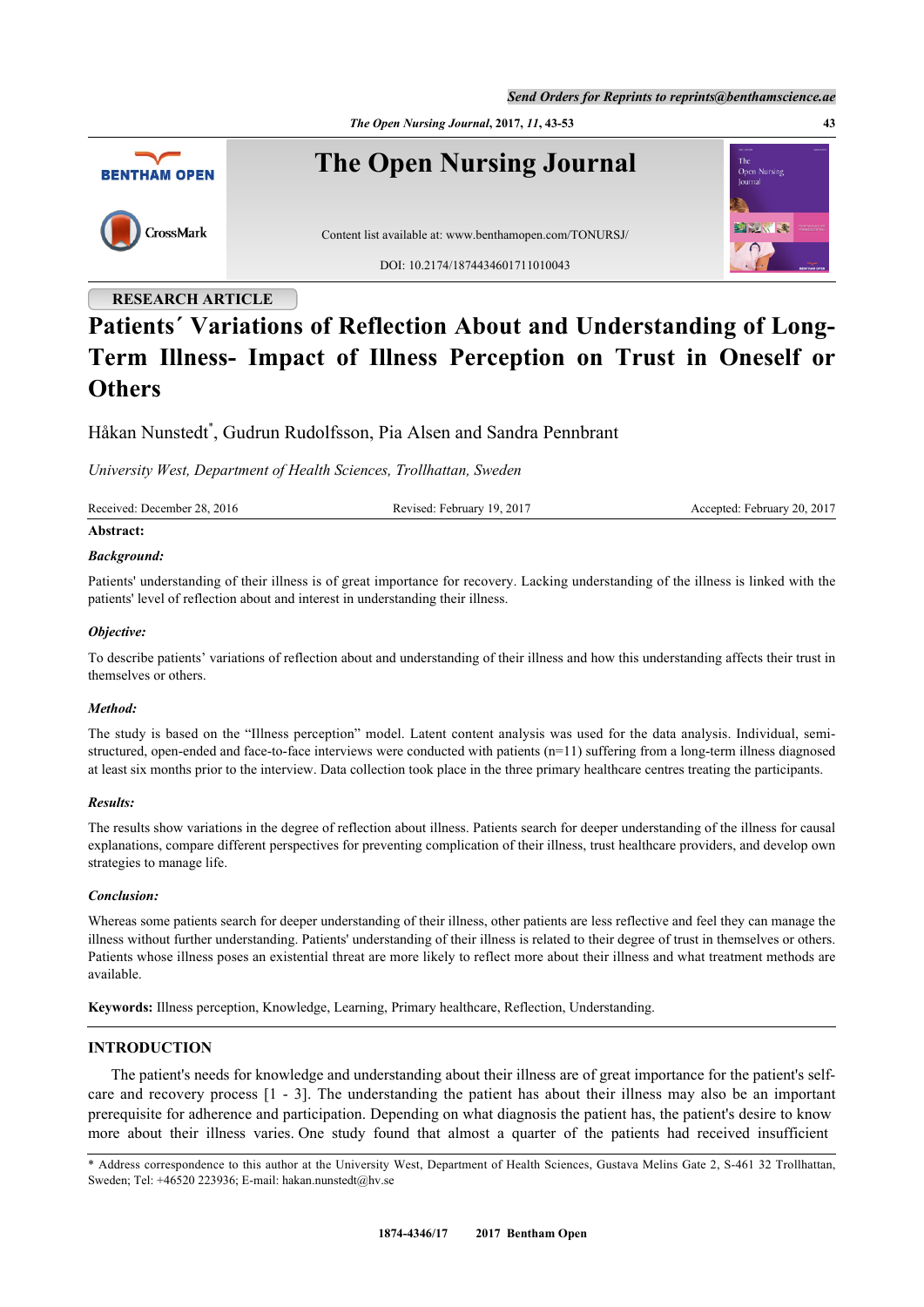RESEARCH ARTICLE

# Patients´ Variations of Reflection About and Understanding of Long-Term Illness- Impact of Illness Perception on Trust in Oneself or Others

Håkan Nunstedt*, Gudrun Rudolfsson, Pia Alsen and Sandra Pennbrant

*University West, Department of Health Sciences, Trollhattan, Sweden*

Received: December 28, 2016 Revised: February 19, 2017 Accepted: February 20, 2017

**Abstract:**

***Background:***

Patients' understanding of their illness is of great importance for recovery. Lacking understanding of the illness is linked with the patients' level of reflection about and interest in understanding their illness.

***Objective:***

To describe patients' variations of reflection about and understanding of their illness and how this understanding affects their trust in themselves or others.

***Method:***

The study is based on the "Illness perception" model. Latent content analysis was used for the data analysis. Individual, semi-structured, open-ended and face-to-face interviews were conducted with patients (n=11) suffering from a long-term illness diagnosed at least six months prior to the interview. Data collection took place in the three primary healthcare centres treating the participants.

***Results:***

The results show variations in the degree of reflection about illness. Patients search for deeper understanding of the illness for causal explanations, compare different perspectives for preventing complication of their illness, trust healthcare providers, and develop own strategies to manage life.

***Conclusion:***

Whereas some patients search for deeper understanding of their illness, other patients are less reflective and feel they can manage the illness without further understanding. Patients' understanding of their illness is related to their degree of trust in themselves or others. Patients whose illness poses an existential threat are more likely to reflect more about their illness and what treatment methods are available.

**Keywords:** Illness perception, Knowledge, Learning, Primary healthcare, Reflection, Understanding.

## INTRODUCTION

The patient's needs for knowledge and understanding about their illness are of great importance for the patient's self-care and recovery process [1 - 3]. The understanding the patient has about their illness may also be an important prerequisite for adherence and participation. Depending on what diagnosis the patient has, the patient's desire to know more about their illness varies. One study found that almost a quarter of the patients had received insufficient

* Address correspondence to this author at the University West, Department of Health Sciences, Gustava Melins Gate 2, S-461 32 Trollhattan, Sweden; Tel: +46520 223936; E-mail: hakan.nunstedt@hv.se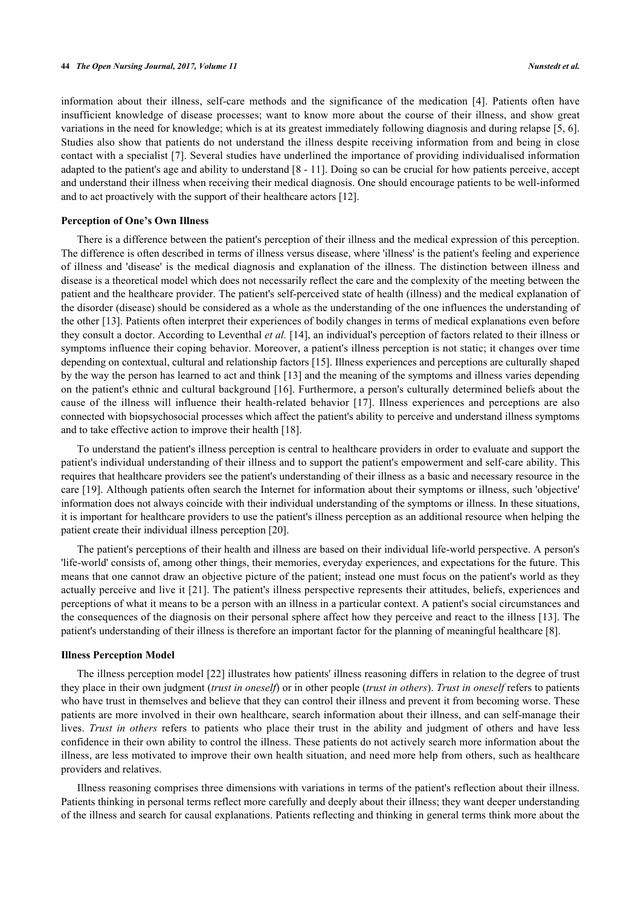information about their illness, self-care methods and the significance of the medication [4]. Patients often have insufficient knowledge of disease processes; want to know more about the course of their illness, and show great variations in the need for knowledge; which is at its greatest immediately following diagnosis and during relapse [5, 6]. Studies also show that patients do not understand the illness despite receiving information from and being in close contact with a specialist [7]. Several studies have underlined the importance of providing individualised information adapted to the patient's age and ability to understand [8 - 11]. Doing so can be crucial for how patients perceive, accept and understand their illness when receiving their medical diagnosis. One should encourage patients to be well-informed and to act proactively with the support of their healthcare actors [12].

### Perception of One's Own Illness

There is a difference between the patient's perception of their illness and the medical expression of this perception. The difference is often described in terms of illness versus disease, where 'illness' is the patient's feeling and experience of illness and 'disease' is the medical diagnosis and explanation of the illness. The distinction between illness and disease is a theoretical model which does not necessarily reflect the care and the complexity of the meeting between the patient and the healthcare provider. The patient's self-perceived state of health (illness) and the medical explanation of the disorder (disease) should be considered as a whole as the understanding of the one influences the understanding of the other [13]. Patients often interpret their experiences of bodily changes in terms of medical explanations even before they consult a doctor. According to Leventhal *et al.* [14], an individual's perception of factors related to their illness or symptoms influence their coping behavior. Moreover, a patient's illness perception is not static; it changes over time depending on contextual, cultural and relationship factors [15]. Illness experiences and perceptions are culturally shaped by the way the person has learned to act and think [13] and the meaning of the symptoms and illness varies depending on the patient's ethnic and cultural background [16]. Furthermore, a person's culturally determined beliefs about the cause of the illness will influence their health-related behavior [17]. Illness experiences and perceptions are also connected with biopsychosocial processes which affect the patient's ability to perceive and understand illness symptoms and to take effective action to improve their health [18].

To understand the patient's illness perception is central to healthcare providers in order to evaluate and support the patient's individual understanding of their illness and to support the patient's empowerment and self-care ability. This requires that healthcare providers see the patient's understanding of their illness as a basic and necessary resource in the care [19]. Although patients often search the Internet for information about their symptoms or illness, such 'objective' information does not always coincide with their individual understanding of the symptoms or illness. In these situations, it is important for healthcare providers to use the patient's illness perception as an additional resource when helping the patient create their individual illness perception [20].

The patient's perceptions of their health and illness are based on their individual life-world perspective. A person's 'life-world' consists of, among other things, their memories, everyday experiences, and expectations for the future. This means that one cannot draw an objective picture of the patient; instead one must focus on the patient's world as they actually perceive and live it [21]. The patient's illness perspective represents their attitudes, beliefs, experiences and perceptions of what it means to be a person with an illness in a particular context. A patient's social circumstances and the consequences of the diagnosis on their personal sphere affect how they perceive and react to the illness [13]. The patient's understanding of their illness is therefore an important factor for the planning of meaningful healthcare [8].

### Illness Perception Model

The illness perception model [22] illustrates how patients' illness reasoning differs in relation to the degree of trust they place in their own judgment (*trust in oneself*) or in other people (*trust in others*). *Trust in oneself* refers to patients who have trust in themselves and believe that they can control their illness and prevent it from becoming worse. These patients are more involved in their own healthcare, search information about their illness, and can self-manage their lives. *Trust in others* refers to patients who place their trust in the ability and judgment of others and have less confidence in their own ability to control the illness. These patients do not actively search more information about the illness, are less motivated to improve their own health situation, and need more help from others, such as healthcare providers and relatives.

Illness reasoning comprises three dimensions with variations in terms of the patient's reflection about their illness. Patients thinking in personal terms reflect more carefully and deeply about their illness; they want deeper understanding of the illness and search for causal explanations. Patients reflecting and thinking in general terms think more about the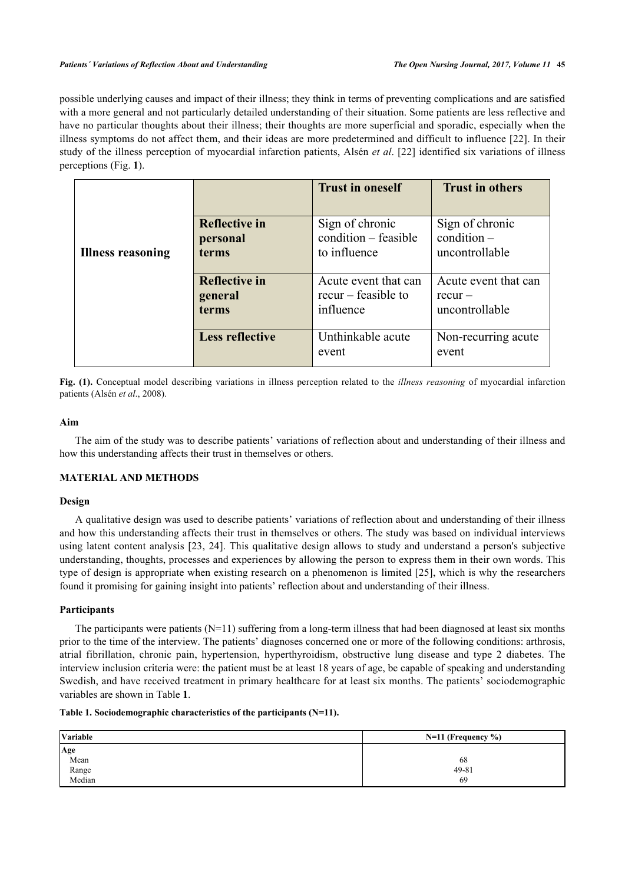possible underlying causes and impact of their illness; they think in terms of preventing complications and are satisfied with a more general and not particularly detailed understanding of their situation. Some patients are less reflective and have no particular thoughts about their illness; their thoughts are more superficial and sporadic, especially when the illness symptoms do not affect them, and their ideas are more predetermined and difficult to influence [22]. In their study of the illness perception of myocardial infarction patients, Alsén *et al*. [22] identified six variations of illness perceptions (Fig. **1**).

| | | Trust in oneself | Trust in others |
|---|---|---|---|
| **Illness reasoning** | **Reflective in personal terms** | Sign of chronic condition – feasible to influence | Sign of chronic condition – uncontrollable |
| | **Reflective in general terms** | Acute event that can recur – feasible to influence | Acute event that can recur – uncontrollable |
| | **Less reflective** | Unthinkable acute event | Non-recurring acute event |

**Fig. (1).** Conceptual model describing variations in illness perception related to the *illness reasoning* of myocardial infarction patients (Alsén *et al*., 2008).

### Aim

The aim of the study was to describe patients' variations of reflection about and understanding of their illness and how this understanding affects their trust in themselves or others.

## MATERIAL AND METHODS

### Design

A qualitative design was used to describe patients' variations of reflection about and understanding of their illness and how this understanding affects their trust in themselves or others. The study was based on individual interviews using latent content analysis [23, 24]. This qualitative design allows to study and understand a person's subjective understanding, thoughts, processes and experiences by allowing the person to express them in their own words. This type of design is appropriate when existing research on a phenomenon is limited [25], which is why the researchers found it promising for gaining insight into patients' reflection about and understanding of their illness.

### Participants

The participants were patients (N=11) suffering from a long-term illness that had been diagnosed at least six months prior to the time of the interview. The patients' diagnoses concerned one or more of the following conditions: arthrosis, atrial fibrillation, chronic pain, hypertension, hyperthyroidism, obstructive lung disease and type 2 diabetes. The interview inclusion criteria were: the patient must be at least 18 years of age, be capable of speaking and understanding Swedish, and have received treatment in primary healthcare for at least six months. The patients' sociodemographic variables are shown in Table **1**.

**Table 1. Sociodemographic characteristics of the participants (N=11).**

| Variable | N=11 (Frequency %) |
|---|---|
| **Age** | |
| Mean | 68 |
| Range | 49-81 |
| Median | 69 |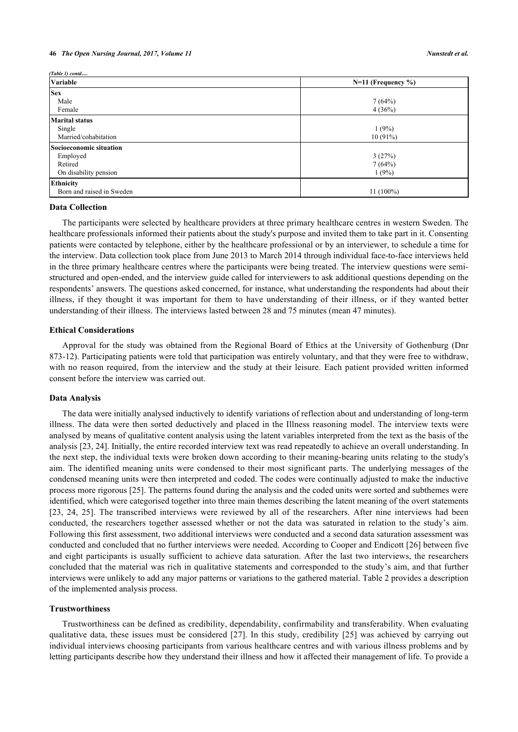*(Table 1) contd.....*

| Variable | N=11 (Frequency %) |
| --- | --- |
| **Sex** | |
| Male | 7 (64%) |
| Female | 4 (36%) |
| **Marital status** | |
| Single | 1 (9%) |
| Married/cohabitation | 10 (91%) |
| **Socioeconomic situation** | |
| Employed | 3 (27%) |
| Retired | 7 (64%) |
| On disability pension | 1 (9%) |
| **Ethnicity** | |
| Born and raised in Sweden | 11 (100%) |

### Data Collection

The participants were selected by healthcare providers at three primary healthcare centres in western Sweden. The healthcare professionals informed their patients about the study's purpose and invited them to take part in it. Consenting patients were contacted by telephone, either by the healthcare professional or by an interviewer, to schedule a time for the interview. Data collection took place from June 2013 to March 2014 through individual face-to-face interviews held in the three primary healthcare centres where the participants were being treated. The interview questions were semi-structured and open-ended, and the interview guide called for interviewers to ask additional questions depending on the respondents' answers. The questions asked concerned, for instance, what understanding the respondents had about their illness, if they thought it was important for them to have understanding of their illness, or if they wanted better understanding of their illness. The interviews lasted between 28 and 75 minutes (mean 47 minutes).

### Ethical Considerations

Approval for the study was obtained from the Regional Board of Ethics at the University of Gothenburg (Dnr 873-12). Participating patients were told that participation was entirely voluntary, and that they were free to withdraw, with no reason required, from the interview and the study at their leisure. Each patient provided written informed consent before the interview was carried out.

### Data Analysis

The data were initially analysed inductively to identify variations of reflection about and understanding of long-term illness. The data were then sorted deductively and placed in the Illness reasoning model. The interview texts were analysed by means of qualitative content analysis using the latent variables interpreted from the text as the basis of the analysis [23, 24]. Initially, the entire recorded interview text was read repeatedly to achieve an overall understanding. In the next step, the individual texts were broken down according to their meaning-bearing units relating to the study's aim. The identified meaning units were condensed to their most significant parts. The underlying messages of the condensed meaning units were then interpreted and coded. The codes were continually adjusted to make the inductive process more rigorous [25]. The patterns found during the analysis and the coded units were sorted and subthemes were identified, which were categorised together into three main themes describing the latent meaning of the overt statements [23, 24, 25]. The transcribed interviews were reviewed by all of the researchers. After nine interviews had been conducted, the researchers together assessed whether or not the data was saturated in relation to the study's aim. Following this first assessment, two additional interviews were conducted and a second data saturation assessment was conducted and concluded that no further interviews were needed. According to Cooper and Endicott [26] between five and eight participants is usually sufficient to achieve data saturation. After the last two interviews, the researchers concluded that the material was rich in qualitative statements and corresponded to the study's aim, and that further interviews were unlikely to add any major patterns or variations to the gathered material. Table 2 provides a description of the implemented analysis process.

### Trustworthiness

Trustworthiness can be defined as credibility, dependability, confirmability and transferability. When evaluating qualitative data, these issues must be considered [27]. In this study, credibility [25] was achieved by carrying out individual interviews choosing participants from various healthcare centres and with various illness problems and by letting participants describe how they understand their illness and how it affected their management of life. To provide a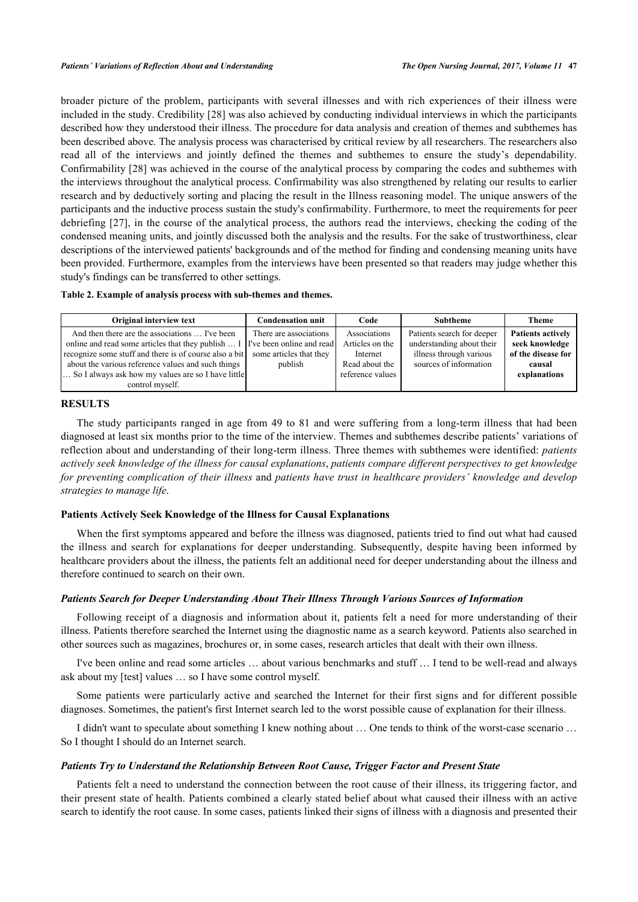broader picture of the problem, participants with several illnesses and with rich experiences of their illness were included in the study. Credibility [28] was also achieved by conducting individual interviews in which the participants described how they understood their illness. The procedure for data analysis and creation of themes and subthemes has been described above. The analysis process was characterised by critical review by all researchers. The researchers also read all of the interviews and jointly defined the themes and subthemes to ensure the study's dependability. Confirmability [28] was achieved in the course of the analytical process by comparing the codes and subthemes with the interviews throughout the analytical process. Confirmability was also strengthened by relating our results to earlier research and by deductively sorting and placing the result in the Illness reasoning model. The unique answers of the participants and the inductive process sustain the study's confirmability. Furthermore, to meet the requirements for peer debriefing [27], in the course of the analytical process, the authors read the interviews, checking the coding of the condensed meaning units, and jointly discussed both the analysis and the results. For the sake of trustworthiness, clear descriptions of the interviewed patients' backgrounds and of the method for finding and condensing meaning units have been provided. Furthermore, examples from the interviews have been presented so that readers may judge whether this study's findings can be transferred to other settings.

**Table 2. Example of analysis process with sub-themes and themes.**

| Original interview text | Condensation unit | Code | Subtheme | Theme |
|---|---|---|---|---|
| And then there are the associations … I've been online and read some articles that they publish … I recognize some stuff and there is of course also a bit about the various reference values and such things … So I always ask how my values are so I have little control myself. | There are associations I've been online and read some articles that they publish | Associations Articles on the Internet Read about the reference values | Patients search for deeper understanding about their illness through various sources of information | **Patients actively seek knowledge of the disease for causal explanations** |

## RESULTS

The study participants ranged in age from 49 to 81 and were suffering from a long-term illness that had been diagnosed at least six months prior to the time of the interview. Themes and subthemes describe patients' variations of reflection about and understanding of their long-term illness. Three themes with subthemes were identified: *patients actively seek knowledge of the illness for causal explanations*, *patients compare different perspectives to get knowledge for preventing complication of their illness* and *patients have trust in healthcare providers' knowledge and develop strategies to manage life*.

### Patients Actively Seek Knowledge of the Illness for Causal Explanations

When the first symptoms appeared and before the illness was diagnosed, patients tried to find out what had caused the illness and search for explanations for deeper understanding. Subsequently, despite having been informed by healthcare providers about the illness, the patients felt an additional need for deeper understanding about the illness and therefore continued to search on their own.

#### *Patients Search for Deeper Understanding About Their Illness Through Various Sources of Information*

Following receipt of a diagnosis and information about it, patients felt a need for more understanding of their illness. Patients therefore searched the Internet using the diagnostic name as a search keyword. Patients also searched in other sources such as magazines, brochures or, in some cases, research articles that dealt with their own illness.

I've been online and read some articles … about various benchmarks and stuff … I tend to be well-read and always ask about my [test] values … so I have some control myself.

Some patients were particularly active and searched the Internet for their first signs and for different possible diagnoses. Sometimes, the patient's first Internet search led to the worst possible cause of explanation for their illness.

I didn't want to speculate about something I knew nothing about … One tends to think of the worst-case scenario … So I thought I should do an Internet search.

#### *Patients Try to Understand the Relationship Between Root Cause, Trigger Factor and Present State*

Patients felt a need to understand the connection between the root cause of their illness, its triggering factor, and their present state of health. Patients combined a clearly stated belief about what caused their illness with an active search to identify the root cause. In some cases, patients linked their signs of illness with a diagnosis and presented their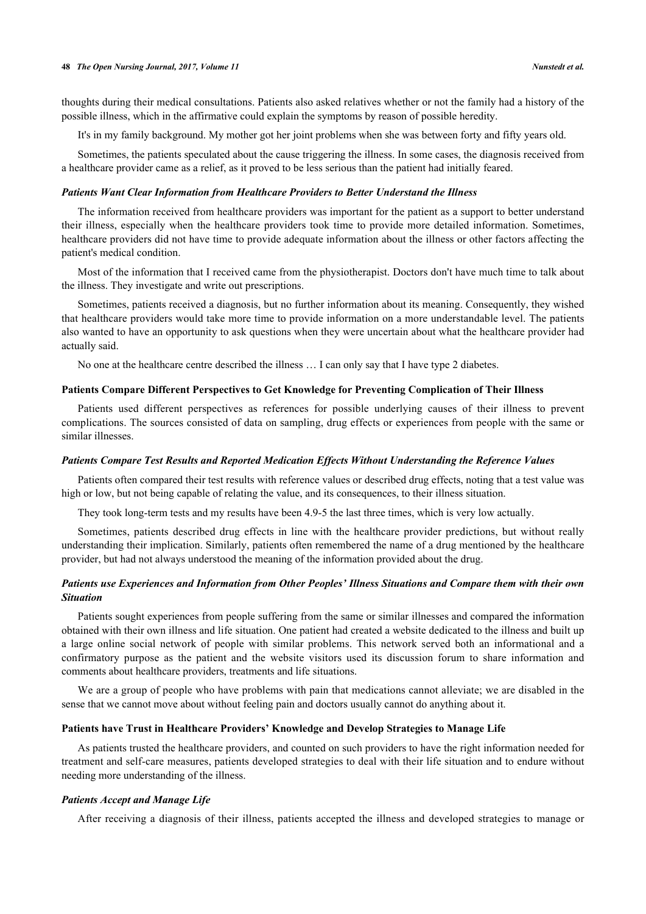thoughts during their medical consultations. Patients also asked relatives whether or not the family had a history of the possible illness, which in the affirmative could explain the symptoms by reason of possible heredity.

It's in my family background. My mother got her joint problems when she was between forty and fifty years old.

Sometimes, the patients speculated about the cause triggering the illness. In some cases, the diagnosis received from a healthcare provider came as a relief, as it proved to be less serious than the patient had initially feared.

#### *Patients Want Clear Information from Healthcare Providers to Better Understand the Illness*

The information received from healthcare providers was important for the patient as a support to better understand their illness, especially when the healthcare providers took time to provide more detailed information. Sometimes, healthcare providers did not have time to provide adequate information about the illness or other factors affecting the patient's medical condition.

Most of the information that I received came from the physiotherapist. Doctors don't have much time to talk about the illness. They investigate and write out prescriptions.

Sometimes, patients received a diagnosis, but no further information about its meaning. Consequently, they wished that healthcare providers would take more time to provide information on a more understandable level. The patients also wanted to have an opportunity to ask questions when they were uncertain about what the healthcare provider had actually said.

No one at the healthcare centre described the illness … I can only say that I have type 2 diabetes.

### Patients Compare Different Perspectives to Get Knowledge for Preventing Complication of Their Illness

Patients used different perspectives as references for possible underlying causes of their illness to prevent complications. The sources consisted of data on sampling, drug effects or experiences from people with the same or similar illnesses.

#### *Patients Compare Test Results and Reported Medication Effects Without Understanding the Reference Values*

Patients often compared their test results with reference values or described drug effects, noting that a test value was high or low, but not being capable of relating the value, and its consequences, to their illness situation.

They took long-term tests and my results have been 4.9-5 the last three times, which is very low actually.

Sometimes, patients described drug effects in line with the healthcare provider predictions, but without really understanding their implication. Similarly, patients often remembered the name of a drug mentioned by the healthcare provider, but had not always understood the meaning of the information provided about the drug.

#### *Patients use Experiences and Information from Other Peoples' Illness Situations and Compare them with their own Situation*

Patients sought experiences from people suffering from the same or similar illnesses and compared the information obtained with their own illness and life situation. One patient had created a website dedicated to the illness and built up a large online social network of people with similar problems. This network served both an informational and a confirmatory purpose as the patient and the website visitors used its discussion forum to share information and comments about healthcare providers, treatments and life situations.

We are a group of people who have problems with pain that medications cannot alleviate; we are disabled in the sense that we cannot move about without feeling pain and doctors usually cannot do anything about it.

### Patients have Trust in Healthcare Providers' Knowledge and Develop Strategies to Manage Life

As patients trusted the healthcare providers, and counted on such providers to have the right information needed for treatment and self-care measures, patients developed strategies to deal with their life situation and to endure without needing more understanding of the illness.

#### *Patients Accept and Manage Life*

After receiving a diagnosis of their illness, patients accepted the illness and developed strategies to manage or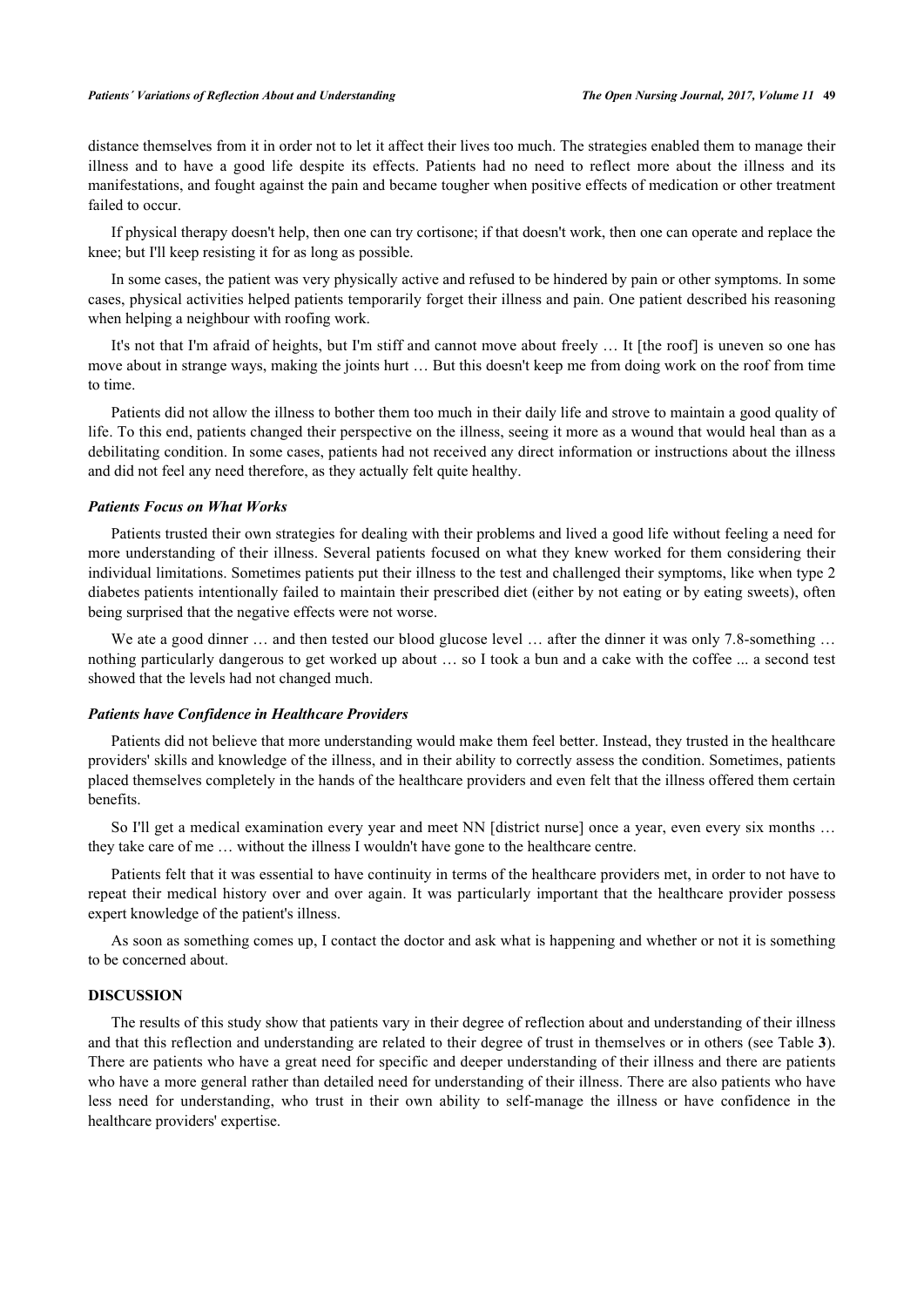distance themselves from it in order not to let it affect their lives too much. The strategies enabled them to manage their illness and to have a good life despite its effects. Patients had no need to reflect more about the illness and its manifestations, and fought against the pain and became tougher when positive effects of medication or other treatment failed to occur.

If physical therapy doesn't help, then one can try cortisone; if that doesn't work, then one can operate and replace the knee; but I'll keep resisting it for as long as possible.

In some cases, the patient was very physically active and refused to be hindered by pain or other symptoms. In some cases, physical activities helped patients temporarily forget their illness and pain. One patient described his reasoning when helping a neighbour with roofing work.

It's not that I'm afraid of heights, but I'm stiff and cannot move about freely … It [the roof] is uneven so one has move about in strange ways, making the joints hurt … But this doesn't keep me from doing work on the roof from time to time.

Patients did not allow the illness to bother them too much in their daily life and strove to maintain a good quality of life. To this end, patients changed their perspective on the illness, seeing it more as a wound that would heal than as a debilitating condition. In some cases, patients had not received any direct information or instructions about the illness and did not feel any need therefore, as they actually felt quite healthy.

### *Patients Focus on What Works*

Patients trusted their own strategies for dealing with their problems and lived a good life without feeling a need for more understanding of their illness. Several patients focused on what they knew worked for them considering their individual limitations. Sometimes patients put their illness to the test and challenged their symptoms, like when type 2 diabetes patients intentionally failed to maintain their prescribed diet (either by not eating or by eating sweets), often being surprised that the negative effects were not worse.

We ate a good dinner … and then tested our blood glucose level … after the dinner it was only 7.8-something … nothing particularly dangerous to get worked up about … so I took a bun and a cake with the coffee ... a second test showed that the levels had not changed much.

### *Patients have Confidence in Healthcare Providers*

Patients did not believe that more understanding would make them feel better. Instead, they trusted in the healthcare providers' skills and knowledge of the illness, and in their ability to correctly assess the condition. Sometimes, patients placed themselves completely in the hands of the healthcare providers and even felt that the illness offered them certain benefits.

So I'll get a medical examination every year and meet NN [district nurse] once a year, even every six months … they take care of me … without the illness I wouldn't have gone to the healthcare centre.

Patients felt that it was essential to have continuity in terms of the healthcare providers met, in order to not have to repeat their medical history over and over again. It was particularly important that the healthcare provider possess expert knowledge of the patient's illness.

As soon as something comes up, I contact the doctor and ask what is happening and whether or not it is something to be concerned about.

## DISCUSSION

The results of this study show that patients vary in their degree of reflection about and understanding of their illness and that this reflection and understanding are related to their degree of trust in themselves or in others (see Table **3**). There are patients who have a great need for specific and deeper understanding of their illness and there are patients who have a more general rather than detailed need for understanding of their illness. There are also patients who have less need for understanding, who trust in their own ability to self-manage the illness or have confidence in the healthcare providers' expertise.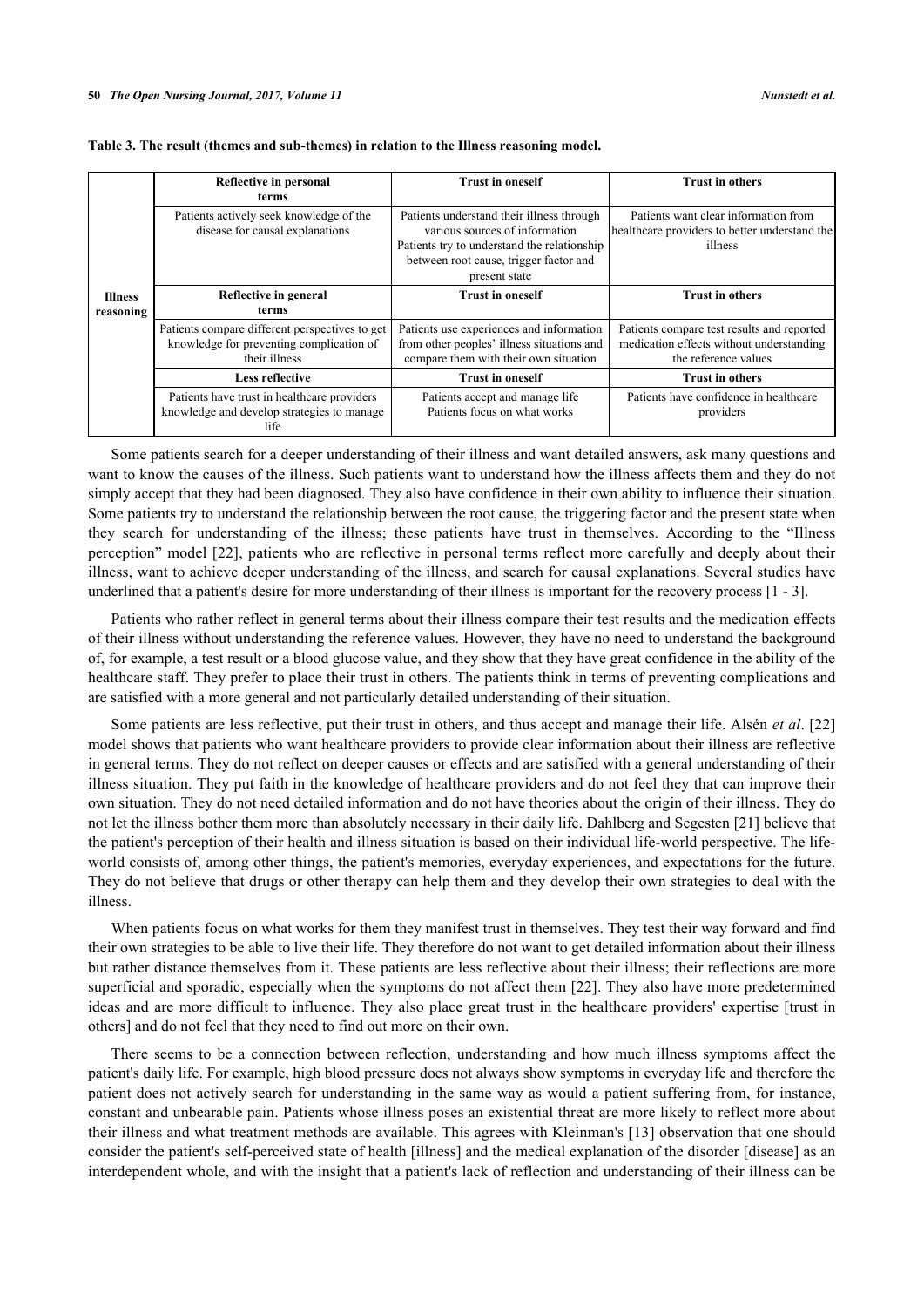**Table 3. The result (themes and sub-themes) in relation to the Illness reasoning model.**

| | Reflective in personal terms | Trust in oneself | Trust in others |
|---|---|---|---|
| | Patients actively seek knowledge of the disease for causal explanations | Patients understand their illness through various sources of information<br>Patients try to understand the relationship between root cause, trigger factor and present state | Patients want clear information from healthcare providers to better understand the illness |
| **Illness reasoning** | **Reflective in general terms** | **Trust in oneself** | **Trust in others** |
| | Patients compare different perspectives to get knowledge for preventing complication of their illness | Patients use experiences and information from other peoples' illness situations and compare them with their own situation | Patients compare test results and reported medication effects without understanding the reference values |
| | **Less reflective** | **Trust in oneself** | **Trust in others** |
| | Patients have trust in healthcare providers knowledge and develop strategies to manage life | Patients accept and manage life<br>Patients focus on what works | Patients have confidence in healthcare providers |

Some patients search for a deeper understanding of their illness and want detailed answers, ask many questions and want to know the causes of the illness. Such patients want to understand how the illness affects them and they do not simply accept that they had been diagnosed. They also have confidence in their own ability to influence their situation. Some patients try to understand the relationship between the root cause, the triggering factor and the present state when they search for understanding of the illness; these patients have trust in themselves. According to the "Illness perception" model [22], patients who are reflective in personal terms reflect more carefully and deeply about their illness, want to achieve deeper understanding of the illness, and search for causal explanations. Several studies have underlined that a patient's desire for more understanding of their illness is important for the recovery process [1 - 3].

Patients who rather reflect in general terms about their illness compare their test results and the medication effects of their illness without understanding the reference values. However, they have no need to understand the background of, for example, a test result or a blood glucose value, and they show that they have great confidence in the ability of the healthcare staff. They prefer to place their trust in others. The patients think in terms of preventing complications and are satisfied with a more general and not particularly detailed understanding of their situation.

Some patients are less reflective, put their trust in others, and thus accept and manage their life. Alsén *et al*. [22] model shows that patients who want healthcare providers to provide clear information about their illness are reflective in general terms. They do not reflect on deeper causes or effects and are satisfied with a general understanding of their illness situation. They put faith in the knowledge of healthcare providers and do not feel they that can improve their own situation. They do not need detailed information and do not have theories about the origin of their illness. They do not let the illness bother them more than absolutely necessary in their daily life. Dahlberg and Segesten [21] believe that the patient's perception of their health and illness situation is based on their individual life-world perspective. The life-world consists of, among other things, the patient's memories, everyday experiences, and expectations for the future. They do not believe that drugs or other therapy can help them and they develop their own strategies to deal with the illness.

When patients focus on what works for them they manifest trust in themselves. They test their way forward and find their own strategies to be able to live their life. They therefore do not want to get detailed information about their illness but rather distance themselves from it. These patients are less reflective about their illness; their reflections are more superficial and sporadic, especially when the symptoms do not affect them [22]. They also have more predetermined ideas and are more difficult to influence. They also place great trust in the healthcare providers' expertise [trust in others] and do not feel that they need to find out more on their own.

There seems to be a connection between reflection, understanding and how much illness symptoms affect the patient's daily life. For example, high blood pressure does not always show symptoms in everyday life and therefore the patient does not actively search for understanding in the same way as would a patient suffering from, for instance, constant and unbearable pain. Patients whose illness poses an existential threat are more likely to reflect more about their illness and what treatment methods are available. This agrees with Kleinman's [13] observation that one should consider the patient's self-perceived state of health [illness] and the medical explanation of the disorder [disease] as an interdependent whole, and with the insight that a patient's lack of reflection and understanding of their illness can be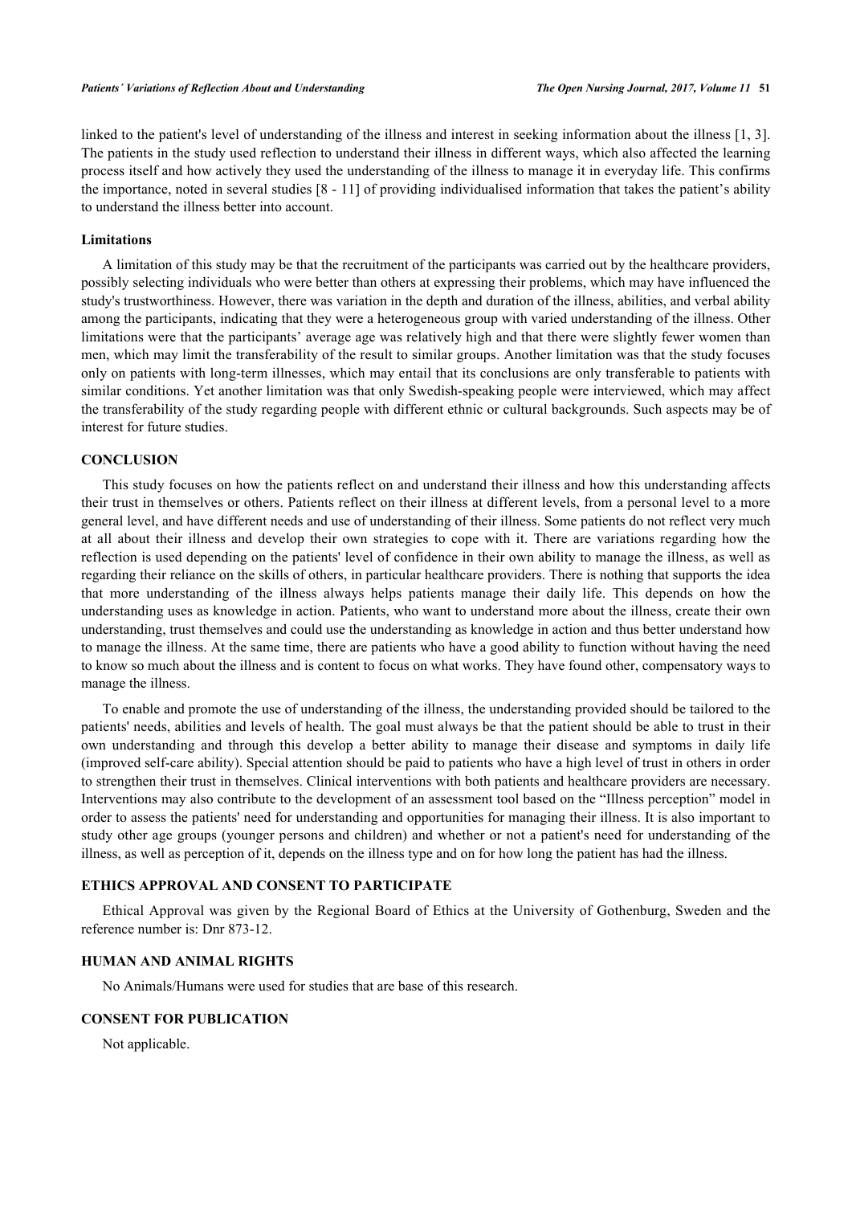linked to the patient's level of understanding of the illness and interest in seeking information about the illness [1, 3]. The patients in the study used reflection to understand their illness in different ways, which also affected the learning process itself and how actively they used the understanding of the illness to manage it in everyday life. This confirms the importance, noted in several studies [8 - 11] of providing individualised information that takes the patient's ability to understand the illness better into account.

### Limitations

A limitation of this study may be that the recruitment of the participants was carried out by the healthcare providers, possibly selecting individuals who were better than others at expressing their problems, which may have influenced the study's trustworthiness. However, there was variation in the depth and duration of the illness, abilities, and verbal ability among the participants, indicating that they were a heterogeneous group with varied understanding of the illness. Other limitations were that the participants' average age was relatively high and that there were slightly fewer women than men, which may limit the transferability of the result to similar groups. Another limitation was that the study focuses only on patients with long-term illnesses, which may entail that its conclusions are only transferable to patients with similar conditions. Yet another limitation was that only Swedish-speaking people were interviewed, which may affect the transferability of the study regarding people with different ethnic or cultural backgrounds. Such aspects may be of interest for future studies.

## CONCLUSION

This study focuses on how the patients reflect on and understand their illness and how this understanding affects their trust in themselves or others. Patients reflect on their illness at different levels, from a personal level to a more general level, and have different needs and use of understanding of their illness. Some patients do not reflect very much at all about their illness and develop their own strategies to cope with it. There are variations regarding how the reflection is used depending on the patients' level of confidence in their own ability to manage the illness, as well as regarding their reliance on the skills of others, in particular healthcare providers. There is nothing that supports the idea that more understanding of the illness always helps patients manage their daily life. This depends on how the understanding uses as knowledge in action. Patients, who want to understand more about the illness, create their own understanding, trust themselves and could use the understanding as knowledge in action and thus better understand how to manage the illness. At the same time, there are patients who have a good ability to function without having the need to know so much about the illness and is content to focus on what works. They have found other, compensatory ways to manage the illness.

To enable and promote the use of understanding of the illness, the understanding provided should be tailored to the patients' needs, abilities and levels of health. The goal must always be that the patient should be able to trust in their own understanding and through this develop a better ability to manage their disease and symptoms in daily life (improved self-care ability). Special attention should be paid to patients who have a high level of trust in others in order to strengthen their trust in themselves. Clinical interventions with both patients and healthcare providers are necessary. Interventions may also contribute to the development of an assessment tool based on the "Illness perception" model in order to assess the patients' need for understanding and opportunities for managing their illness. It is also important to study other age groups (younger persons and children) and whether or not a patient's need for understanding of the illness, as well as perception of it, depends on the illness type and on for how long the patient has had the illness.

## ETHICS APPROVAL AND CONSENT TO PARTICIPATE

Ethical Approval was given by the Regional Board of Ethics at the University of Gothenburg, Sweden and the reference number is: Dnr 873-12.

## HUMAN AND ANIMAL RIGHTS

No Animals/Humans were used for studies that are base of this research.

## CONSENT FOR PUBLICATION

Not applicable.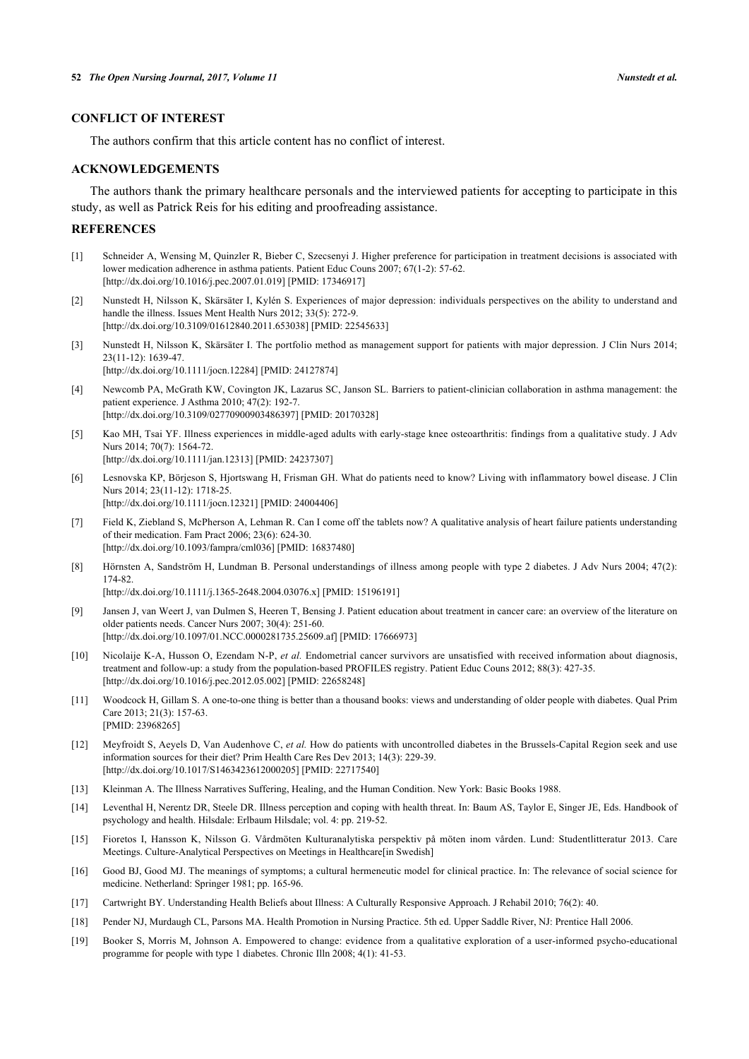## CONFLICT OF INTEREST

The authors confirm that this article content has no conflict of interest.

## ACKNOWLEDGEMENTS

The authors thank the primary healthcare personals and the interviewed patients for accepting to participate in this study, as well as Patrick Reis for his editing and proofreading assistance.

## REFERENCES

[1] Schneider A, Wensing M, Quinzler R, Bieber C, Szecsenyi J. Higher preference for participation in treatment decisions is associated with lower medication adherence in asthma patients. Patient Educ Couns 2007; 67(1-2): 57-62. [http://dx.doi.org/10.1016/j.pec.2007.01.019] [PMID: 17346917]

[2] Nunstedt H, Nilsson K, Skärsäter I, Kylén S. Experiences of major depression: individuals perspectives on the ability to understand and handle the illness. Issues Ment Health Nurs 2012; 33(5): 272-9. [http://dx.doi.org/10.3109/01612840.2011.653038] [PMID: 22545633]

[3] Nunstedt H, Nilsson K, Skärsäter I. The portfolio method as management support for patients with major depression. J Clin Nurs 2014; 23(11-12): 1639-47. [http://dx.doi.org/10.1111/jocn.12284] [PMID: 24127874]

[4] Newcomb PA, McGrath KW, Covington JK, Lazarus SC, Janson SL. Barriers to patient-clinician collaboration in asthma management: the patient experience. J Asthma 2010; 47(2): 192-7. [http://dx.doi.org/10.3109/02770900903486397] [PMID: 20170328]

[5] Kao MH, Tsai YF. Illness experiences in middle-aged adults with early-stage knee osteoarthritis: findings from a qualitative study. J Adv Nurs 2014; 70(7): 1564-72. [http://dx.doi.org/10.1111/jan.12313] [PMID: 24237307]

[6] Lesnovska KP, Börjeson S, Hjortswang H, Frisman GH. What do patients need to know? Living with inflammatory bowel disease. J Clin Nurs 2014; 23(11-12): 1718-25. [http://dx.doi.org/10.1111/jocn.12321] [PMID: 24004406]

[7] Field K, Ziebland S, McPherson A, Lehman R. Can I come off the tablets now? A qualitative analysis of heart failure patients understanding of their medication. Fam Pract 2006; 23(6): 624-30. [http://dx.doi.org/10.1093/fampra/cml036] [PMID: 16837480]

[8] Hörnsten A, Sandström H, Lundman B. Personal understandings of illness among people with type 2 diabetes. J Adv Nurs 2004; 47(2): 174-82. [http://dx.doi.org/10.1111/j.1365-2648.2004.03076.x] [PMID: 15196191]

[9] Jansen J, van Weert J, van Dulmen S, Heeren T, Bensing J. Patient education about treatment in cancer care: an overview of the literature on older patients needs. Cancer Nurs 2007; 30(4): 251-60. [http://dx.doi.org/10.1097/01.NCC.0000281735.25609.af] [PMID: 17666973]

[10] Nicolaije K-A, Husson O, Ezendam N-P, *et al.* Endometrial cancer survivors are unsatisfied with received information about diagnosis, treatment and follow-up: a study from the population-based PROFILES registry. Patient Educ Couns 2012; 88(3): 427-35. [http://dx.doi.org/10.1016/j.pec.2012.05.002] [PMID: 22658248]

[11] Woodcock H, Gillam S. A one-to-one thing is better than a thousand books: views and understanding of older people with diabetes. Qual Prim Care 2013; 21(3): 157-63. [PMID: 23968265]

[12] Meyfroidt S, Aeyels D, Van Audenhove C, *et al.* How do patients with uncontrolled diabetes in the Brussels-Capital Region seek and use information sources for their diet? Prim Health Care Res Dev 2013; 14(3): 229-39. [http://dx.doi.org/10.1017/S1463423612000205] [PMID: 22717540]

[13] Kleinman A. The Illness Narratives Suffering, Healing, and the Human Condition. New York: Basic Books 1988.

[14] Leventhal H, Nerentz DR, Steele DR. Illness perception and coping with health threat. In: Baum AS, Taylor E, Singer JE, Eds. Handbook of psychology and health. Hilsdale: Erlbaum Hilsdale; vol. 4: pp. 219-52.

[15] Fioretos I, Hansson K, Nilsson G. Vårdmöten Kulturanalytiska perspektiv på möten inom vården. Lund: Studentlitteratur 2013. Care Meetings. Culture-Analytical Perspectives on Meetings in Healthcare[in Swedish]

[16] Good BJ, Good MJ. The meanings of symptoms; a cultural hermeneutic model for clinical practice. In: The relevance of social science for medicine. Netherland: Springer 1981; pp. 165-96.

[17] Cartwright BY. Understanding Health Beliefs about Illness: A Culturally Responsive Approach. J Rehabil 2010; 76(2): 40.

[18] Pender NJ, Murdaugh CL, Parsons MA. Health Promotion in Nursing Practice. 5th ed. Upper Saddle River, NJ: Prentice Hall 2006.

[19] Booker S, Morris M, Johnson A. Empowered to change: evidence from a qualitative exploration of a user-informed psycho-educational programme for people with type 1 diabetes. Chronic Illn 2008; 4(1): 41-53.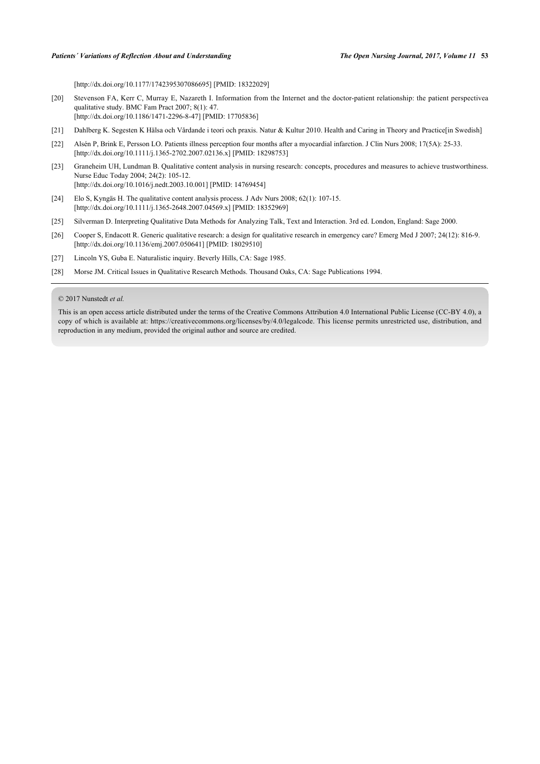[http://dx.doi.org/10.1177/1742395307086695] [PMID: 18322029]

[20] Stevenson FA, Kerr C, Murray E, Nazareth I. Information from the Internet and the doctor-patient relationship: the patient perspectivea qualitative study. BMC Fam Pract 2007; 8(1): 47.
[http://dx.doi.org/10.1186/1471-2296-8-47] [PMID: 17705836]

[21] Dahlberg K. Segesten K Hälsa och Vårdande i teori och praxis. Natur & Kultur 2010. Health and Caring in Theory and Practice[in Swedish]

[22] Alsén P, Brink E, Persson LO. Patients illness perception four months after a myocardial infarction. J Clin Nurs 2008; 17(5A): 25-33.
[http://dx.doi.org/10.1111/j.1365-2702.2007.02136.x] [PMID: 18298753]

[23] Graneheim UH, Lundman B. Qualitative content analysis in nursing research: concepts, procedures and measures to achieve trustworthiness. Nurse Educ Today 2004; 24(2): 105-12.
[http://dx.doi.org/10.1016/j.nedt.2003.10.001] [PMID: 14769454]

[24] Elo S, Kyngäs H. The qualitative content analysis process. J Adv Nurs 2008; 62(1): 107-15.
[http://dx.doi.org/10.1111/j.1365-2648.2007.04569.x] [PMID: 18352969]

[25] Silverman D. Interpreting Qualitative Data Methods for Analyzing Talk, Text and Interaction. 3rd ed. London, England: Sage 2000.

[26] Cooper S, Endacott R. Generic qualitative research: a design for qualitative research in emergency care? Emerg Med J 2007; 24(12): 816-9.
[http://dx.doi.org/10.1136/emj.2007.050641] [PMID: 18029510]

[27] Lincoln YS, Guba E. Naturalistic inquiry. Beverly Hills, CA: Sage 1985.

[28] Morse JM. Critical Issues in Qualitative Research Methods. Thousand Oaks, CA: Sage Publications 1994.

© 2017 Nunstedt *et al.*

This is an open access article distributed under the terms of the Creative Commons Attribution 4.0 International Public License (CC-BY 4.0), a copy of which is available at: https://creativecommons.org/licenses/by/4.0/legalcode. This license permits unrestricted use, distribution, and reproduction in any medium, provided the original author and source are credited.